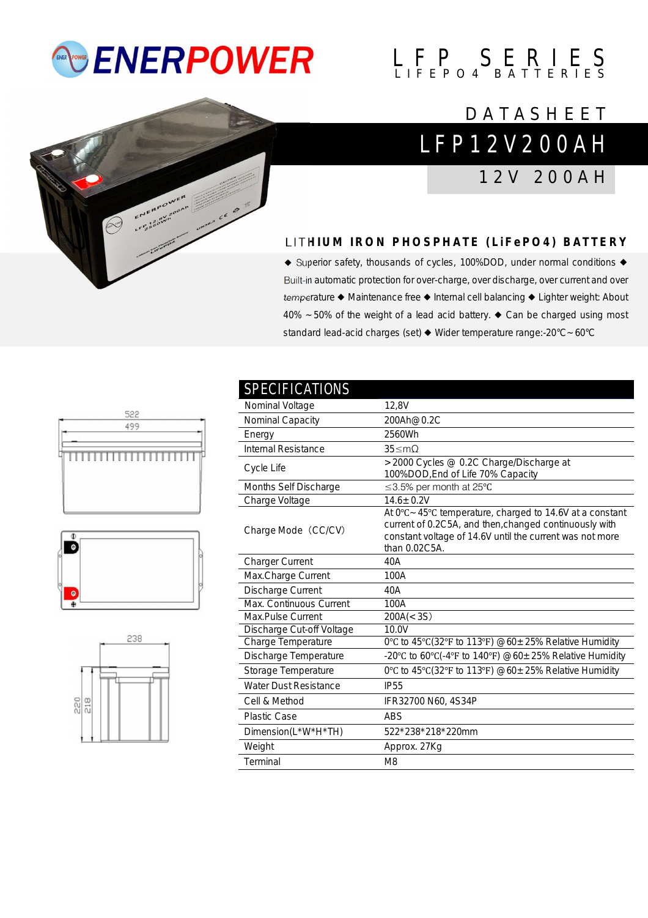# ENERPOWER

LFP SERIES
LIFEPO4 BATTERIES

DATASHEET

## LFP12V200AH

12V 200AH

### LITHIUM IRON PHOSPHATE (LiFePO4) BATTERY

◆ Superior safety, thousands of cycles, 100%DOD, under normal conditions ◆ Built-in automatic protection for over-charge, over discharge, over current and over temperature ◆ Maintenance free ◆ Internal cell balancing ◆ Lighter weight: About 40% ~50% of the weight of a lead acid battery. ◆ Can be charged using most standard lead-acid charges (set) ◆ Wider temperature range:-20℃~60℃

522
499
238
220
218

## SPECIFICATIONS

| SPECIFICATIONS | |
|---|---|
| Nominal Voltage | 12,8V |
| Nominal Capacity | 200Ah@0.2C |
| Energy | 2560Wh |
| Internal Resistance | 35≤mΩ |
| Cycle Life | >2000 Cycles @ 0.2C Charge/Discharge at 100%DOD,End of Life 70% Capacity |
| Months Self Discharge | ≤3.5% per month at 25℃ |
| Charge Voltage | 14.6±0.2V |
| Charge Mode（CC/CV) | At 0℃~45℃ temperature, charged to 14.6V at a constant current of 0.2C5A, and then,changed continuously with constant voltage of 14.6V until the current was not more than 0.02C5A. |
| Charger Current | 40A |
| Max.Charge Current | 100A |
| Discharge Current | 40A |
| Max. Continuous Current | 100A |
| Max.Pulse Current | 200A(<3S) |
| Discharge Cut-off Voltage | 10.0V |
| Charge Temperature | 0℃ to 45℃(32℉ to 113℉) @60±25% Relative Humidity |
| Discharge Temperature | -20℃ to 60℃(-4℉ to 140℉) @60±25% Relative Humidity |
| Storage Temperature | 0℃ to 45℃(32℉ to 113℉) @60±25% Relative Humidity |
| Water Dust Resistance | IP55 |
| Cell & Method | IFR32700 N60, 4S34P |
| Plastic Case | ABS |
| Dimension(L*W*H*TH) | 522*238*218*220mm |
| Weight | Approx. 27Kg |
| Terminal | M8 |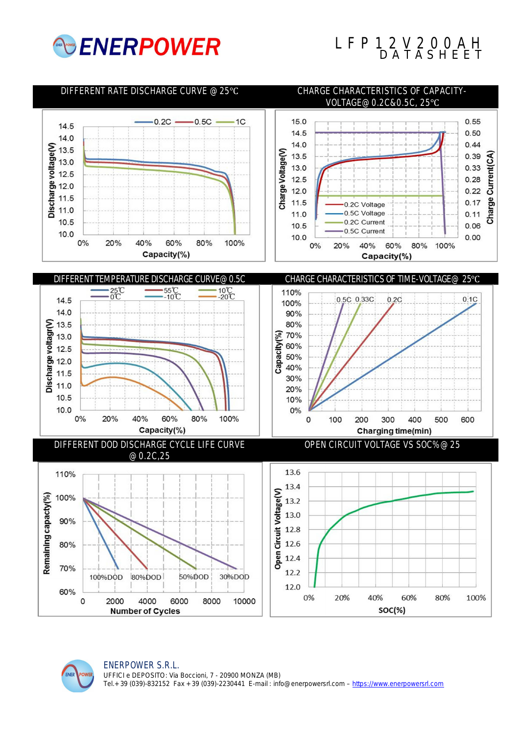# ENERPOWER

LFP12V200AH
DATASHEET

## DIFFERENT RATE DISCHARGE CURVE @ 25℃

0.2C 0.5C 1C

Discharge voltage(V)

14.5
14.0
13.5
13.0
12.5
12.0
11.5
11.0
10.5
10.0

0% 20% 40% 60% 80% 100%

Capacity(%)

## CHARGE CHARACTERISTICS OF CAPACITY-VOLTAGE@ 0.2C&0.5C, 25℃

Charge Voltage(V)

15.0
14.5
14.0
13.5
13.0
12.5
12.0
11.5
11.0
10.5
10.0

Charge Current(CA)

0.55
0.50
0.44
0.39
0.33
0.28
0.22
0.17
0.11
0.06
0.00

0.2C Voltage
0.5C Voltage
0.2C Current
0.5C Current

0% 20% 40% 60% 80% 100%

Capacity(%)

## DIFFERENT TEMPERATURE DISCHARGE CURVE@ 0.5C

25℃ 0℃ 55℃ -10℃ 10℃ -20℃

Discharge voltagr(V)

14.5
14.0
13.5
13.0
12.5
12.0
11.5
11.0
10.5
10.0

0% 20% 40% 60% 80% 100%

Capacity(%)

## CHARGE CHARACTERISTICS OF TIME-VOLTAGE@ 25℃

Capacity(%)

110%
100%
90%
80%
70%
60%
50%
40%
30%
20%
10%
0%

0.5C 0.33C 0.2C 0.1C

0 100 200 300 400 500 600

Charging time(min)

## DIFFERENT DOD DISCHARGE CYCLE LIFE CURVE @ 0.2C,25

Remaining capacity(%)

110%
100%
90%
80%
70%
60%

100%DOD 80%DOD 50%DOD 30%DOD

0 2000 4000 6000 8000 10000

Number of Cycles

## OPEN CIRCUIT VOLTAGE VS SOC% @ 25

Open Circuit Voltage(V)

13.6
13.4
13.2
13.0
12.8
12.6
12.4
12.2
12.0

0% 20% 40% 60% 80% 100%

SOC(%)

ENERPOWER S.R.L.
UFFICI e DEPOSITO: Via Boccioni, 7 - 20900 MONZA (MB)
Tel.+39 (039)-832152 Fax +39 (039)-2230441 E-mail : info@enerpowersrl.com – https://www.enerpowersrl.com